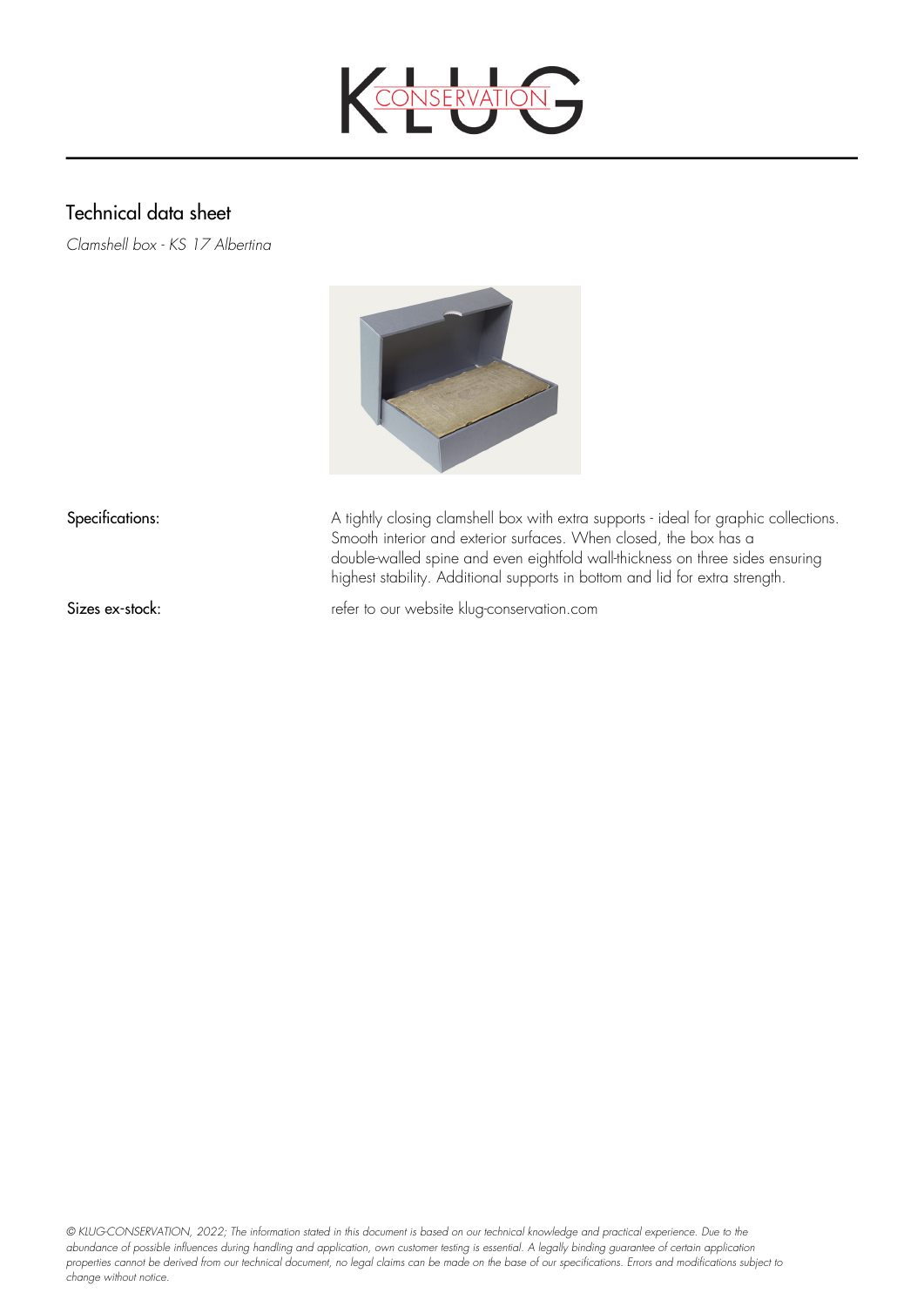# Technical data sheet

*Clamshell box - KS 17 Albertina*

**Specifications:** A tightly closing clamshell box with extra supports - ideal for graphic collections. Smooth interior and exterior surfaces. When closed, the box has a double-walled spine and even eightfold wall-thickness on three sides ensuring highest stability. Additional supports in bottom and lid for extra strength.

**Sizes ex-stock:** refer to our website klug-conservation.com

*© KLUG-CONSERVATION, 2022; The information stated in this document is based on our technical knowledge and practical experience. Due to the abundance of possible influences during handling and application, own customer testing is essential. A legally binding guarantee of certain application properties cannot be derived from our technical document, no legal claims can be made on the base of our specifications. Errors and modifications subject to change without notice.*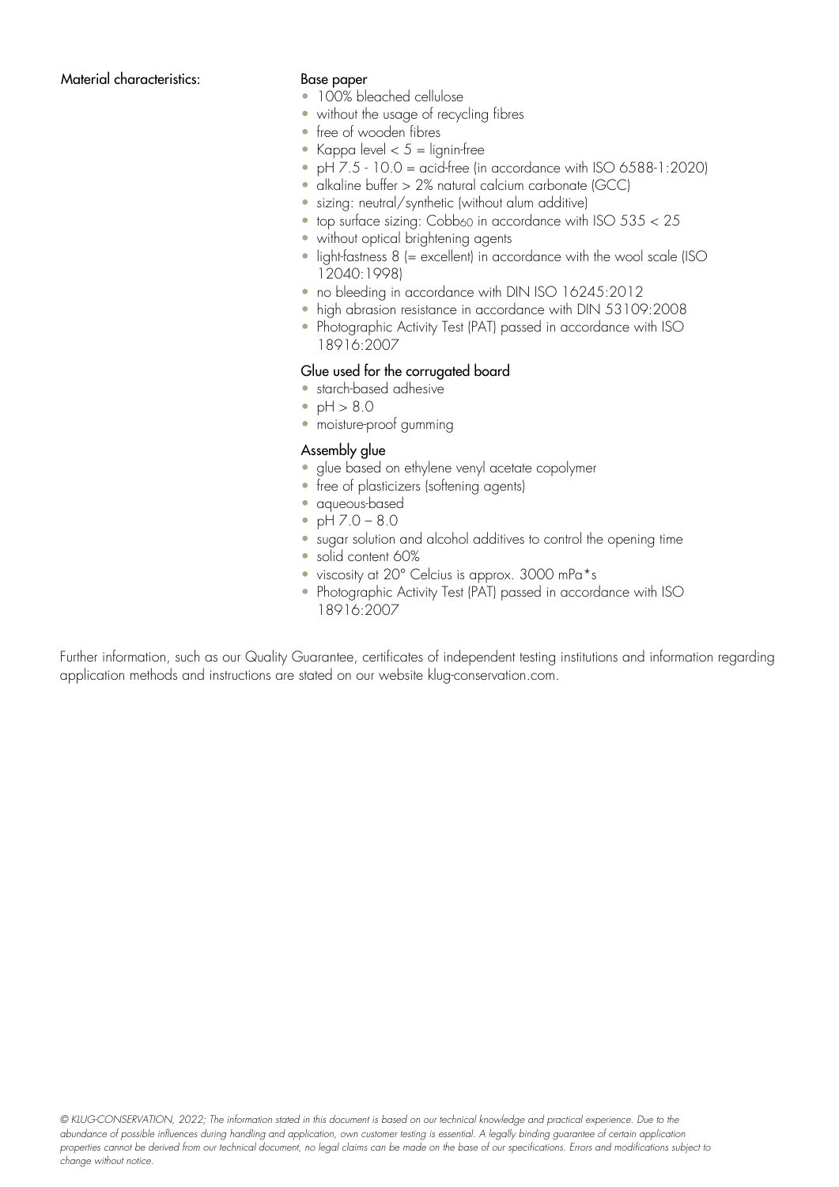Material characteristics:

### Base paper

- 100% bleached cellulose
- without the usage of recycling fibres
- free of wooden fibres
- Kappa level < 5 = lignin-free
- pH 7.5 - 10.0 = acid-free (in accordance with ISO 6588-1:2020)
- alkaline buffer > 2% natural calcium carbonate (GCC)
- sizing: neutral/synthetic (without alum additive)
- top surface sizing: $Cobb_{60}$ in accordance with ISO 535 < 25
- without optical brightening agents
- light-fastness 8 (= excellent) in accordance with the wool scale (ISO 12040:1998)
- no bleeding in accordance with DIN ISO 16245:2012
- high abrasion resistance in accordance with DIN 53109:2008
- Photographic Activity Test (PAT) passed in accordance with ISO 18916:2007

### Glue used for the corrugated board

- starch-based adhesive
- pH > 8.0
- moisture-proof gumming

### Assembly glue

- glue based on ethylene venyl acetate copolymer
- free of plasticizers (softening agents)
- aqueous-based
- pH 7.0 – 8.0
- sugar solution and alcohol additives to control the opening time
- solid content 60%
- viscosity at 20° Celcius is approx. 3000 mPa*s
- Photographic Activity Test (PAT) passed in accordance with ISO 18916:2007

Further information, such as our Quality Guarantee, certificates of independent testing institutions and information regarding application methods and instructions are stated on our website klug-conservation.com.

*© KLUG-CONSERVATION, 2022; The information stated in this document is based on our technical knowledge and practical experience. Due to the abundance of possible influences during handling and application, own customer testing is essential. A legally binding guarantee of certain application properties cannot be derived from our technical document, no legal claims can be made on the base of our specifications. Errors and modifications subject to change without notice.*